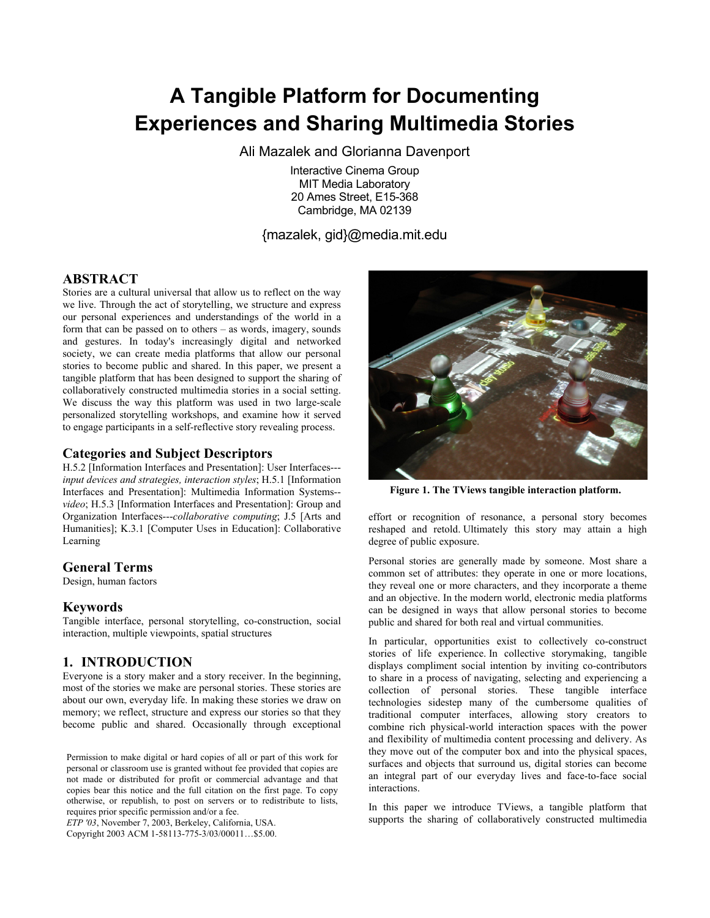# A Tangible Platform for Documenting Experiences and Sharing Multimedia Stories

Ali Mazalek and Glorianna Davenport

Interactive Cinema Group
MIT Media Laboratory
20 Ames Street, E15-368
Cambridge, MA 02139

{mazalek, gid}@media.mit.edu

## ABSTRACT

Stories are a cultural universal that allow us to reflect on the way we live. Through the act of storytelling, we structure and express our personal experiences and understandings of the world in a form that can be passed on to others – as words, imagery, sounds and gestures. In today's increasingly digital and networked society, we can create media platforms that allow our personal stories to become public and shared. In this paper, we present a tangible platform that has been designed to support the sharing of collaboratively constructed multimedia stories in a social setting. We discuss the way this platform was used in two large-scale personalized storytelling workshops, and examine how it served to engage participants in a self-reflective story revealing process.

### Categories and Subject Descriptors

H.5.2 [Information Interfaces and Presentation]: User Interfaces---*input devices and strategies, interaction styles*; H.5.1 [Information Interfaces and Presentation]: Multimedia Information Systems--*video*; H.5.3 [Information Interfaces and Presentation]: Group and Organization Interfaces---*collaborative computing*; J.5 [Arts and Humanities]; K.3.1 [Computer Uses in Education]: Collaborative Learning

### General Terms

Design, human factors

### Keywords

Tangible interface, personal storytelling, co-construction, social interaction, multiple viewpoints, spatial structures

## 1. INTRODUCTION

Everyone is a story maker and a story receiver. In the beginning, most of the stories we make are personal stories. These stories are about our own, everyday life. In making these stories we draw on memory; we reflect, structure and express our stories so that they become public and shared. Occasionally through exceptional effort or recognition of resonance, a personal story becomes reshaped and retold. Ultimately this story may attain a high degree of public exposure.

Personal stories are generally made by someone. Most share a common set of attributes: they operate in one or more locations, they reveal one or more characters, and they incorporate a theme and an objective. In the modern world, electronic media platforms can be designed in ways that allow personal stories to become public and shared for both real and virtual communities.

In particular, opportunities exist to collectively co-construct stories of life experience. In collective storymaking, tangible displays compliment social intention by inviting co-contributors to share in a process of navigating, selecting and experiencing a collection of personal stories. These tangible interface technologies sidestep many of the cumbersome qualities of traditional computer interfaces, allowing story creators to combine rich physical-world interaction spaces with the power and flexibility of multimedia content processing and delivery. As they move out of the computer box and into the physical spaces, surfaces and objects that surround us, digital stories can become an integral part of our everyday lives and face-to-face social interactions.

In this paper we introduce TViews, a tangible platform that supports the sharing of collaboratively constructed multimedia

**Figure 1. The TViews tangible interaction platform.**

Permission to make digital or hard copies of all or part of this work for personal or classroom use is granted without fee provided that copies are not made or distributed for profit or commercial advantage and that copies bear this notice and the full citation on the first page. To copy otherwise, or republish, to post on servers or to redistribute to lists, requires prior specific permission and/or a fee.
*ETP '03*, November 7, 2003, Berkeley, California, USA.
Copyright 2003 ACM 1-58113-775-3/03/00011…$5.00.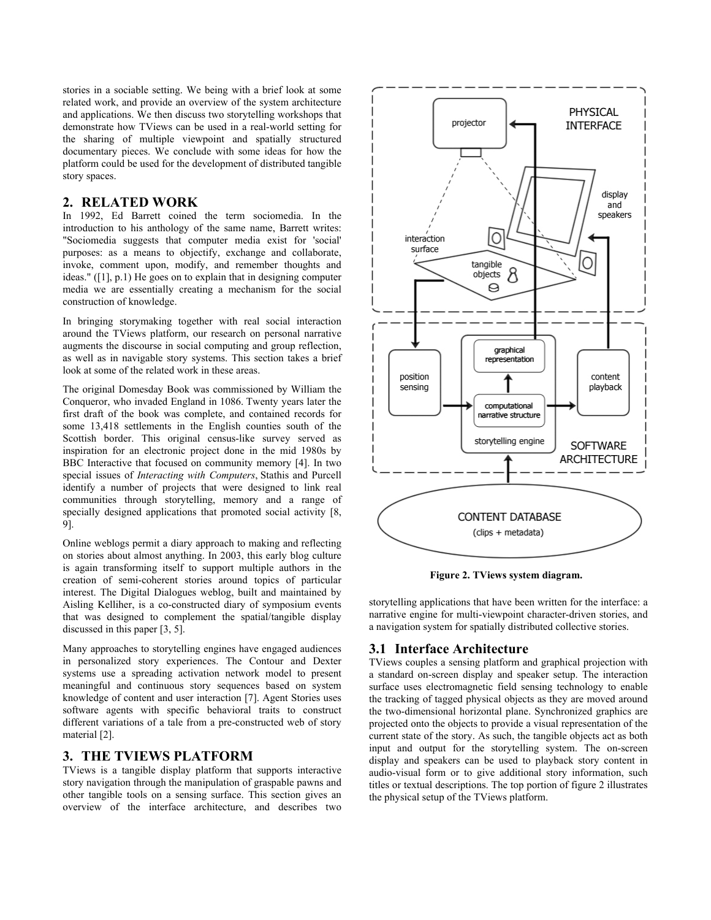stories in a sociable setting. We being with a brief look at some related work, and provide an overview of the system architecture and applications. We then discuss two storytelling workshops that demonstrate how TViews can be used in a real-world setting for the sharing of multiple viewpoint and spatially structured documentary pieces. We conclude with some ideas for how the platform could be used for the development of distributed tangible story spaces.

## 2. RELATED WORK

In 1992, Ed Barrett coined the term sociomedia. In the introduction to his anthology of the same name, Barrett writes: "Sociomedia suggests that computer media exist for 'social' purposes: as a means to objectify, exchange and collaborate, invoke, comment upon, modify, and remember thoughts and ideas." ([1], p.1) He goes on to explain that in designing computer media we are essentially creating a mechanism for the social construction of knowledge.

In bringing storymaking together with real social interaction around the TViews platform, our research on personal narrative augments the discourse in social computing and group reflection, as well as in navigable story systems. This section takes a brief look at some of the related work in these areas.

The original Domesday Book was commissioned by William the Conqueror, who invaded England in 1086. Twenty years later the first draft of the book was complete, and contained records for some 13,418 settlements in the English counties south of the Scottish border. This original census-like survey served as inspiration for an electronic project done in the mid 1980s by BBC Interactive that focused on community memory [4]. In two special issues of *Interacting with Computers*, Stathis and Purcell identify a number of projects that were designed to link real communities through storytelling, memory and a range of specially designed applications that promoted social activity [8, 9].

Online weblogs permit a diary approach to making and reflecting on stories about almost anything. In 2003, this early blog culture is again transforming itself to support multiple authors in the creation of semi-coherent stories around topics of particular interest. The Digital Dialogues weblog, built and maintained by Aisling Kelliher, is a co-constructed diary of symposium events that was designed to complement the spatial/tangible display discussed in this paper [3, 5].

Many approaches to storytelling engines have engaged audiences in personalized story experiences. The Contour and Dexter systems use a spreading activation network model to present meaningful and continuous story sequences based on system knowledge of content and user interaction [7]. Agent Stories uses software agents with specific behavioral traits to construct different variations of a tale from a pre-constructed web of story material [2].

## 3. THE TVIEWS PLATFORM

TViews is a tangible display platform that supports interactive story navigation through the manipulation of graspable pawns and other tangible tools on a sensing surface. This section gives an overview of the interface architecture, and describes two storytelling applications that have been written for the interface: a narrative engine for multi-viewpoint character-driven stories, and a navigation system for spatially distributed collective stories.

PHYSICAL INTERFACE

projector

display and speakers

interaction surface

tangible objects

position sensing

graphical representation

computational narrative structure

storytelling engine

content playback

SOFTWARE ARCHITECTURE

CONTENT DATABASE

(clips + metadata)

**Figure 2. TViews system diagram.**

### 3.1 Interface Architecture

TViews couples a sensing platform and graphical projection with a standard on-screen display and speaker setup. The interaction surface uses electromagnetic field sensing technology to enable the tracking of tagged physical objects as they are moved around the two-dimensional horizontal plane. Synchronized graphics are projected onto the objects to provide a visual representation of the current state of the story. As such, the tangible objects act as both input and output for the storytelling system. The on-screen display and speakers can be used to playback story content in audio-visual form or to give additional story information, such titles or textual descriptions. The top portion of figure 2 illustrates the physical setup of the TViews platform.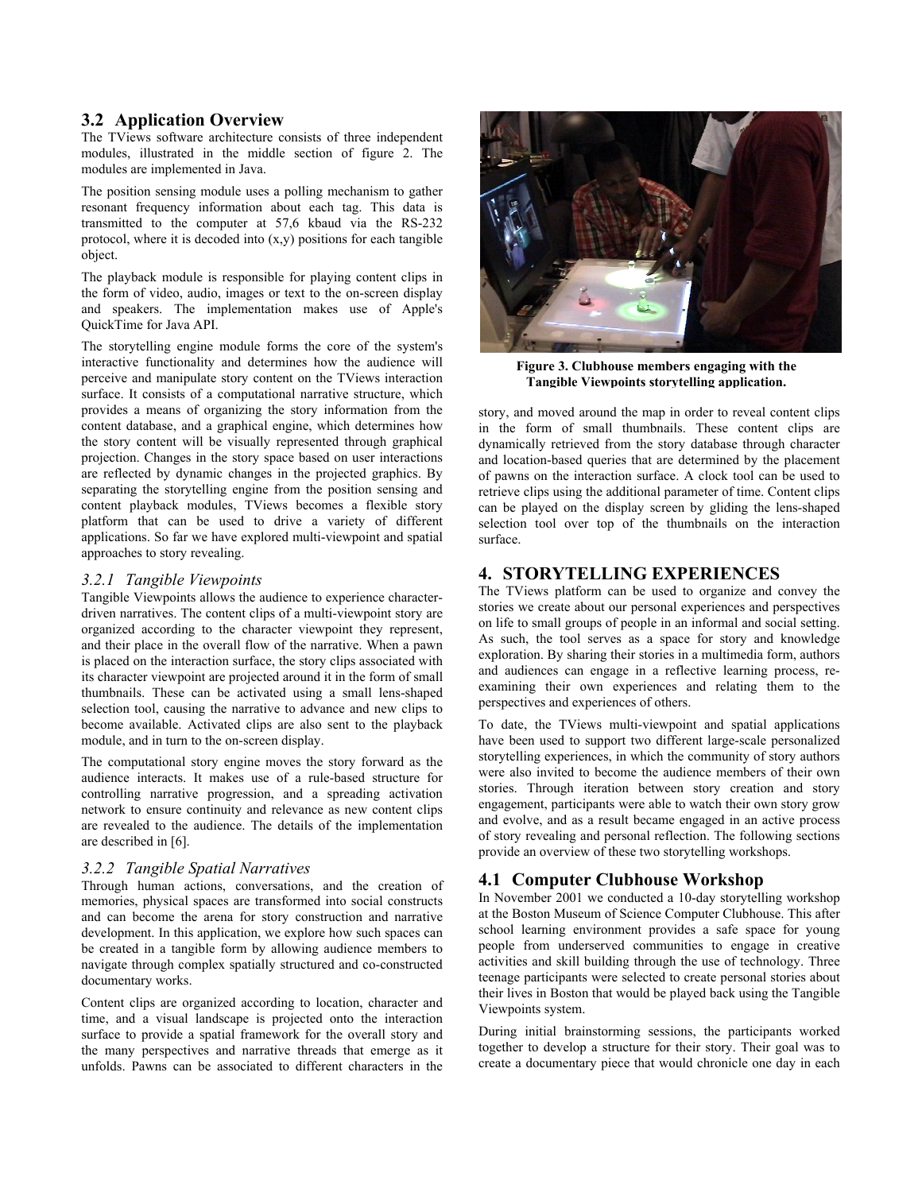## 3.2 Application Overview

The TViews software architecture consists of three independent modules, illustrated in the middle section of figure 2. The modules are implemented in Java.

The position sensing module uses a polling mechanism to gather resonant frequency information about each tag. This data is transmitted to the computer at 57,6 kbaud via the RS-232 protocol, where it is decoded into (x,y) positions for each tangible object.

The playback module is responsible for playing content clips in the form of video, audio, images or text to the on-screen display and speakers. The implementation makes use of Apple's QuickTime for Java API.

The storytelling engine module forms the core of the system's interactive functionality and determines how the audience will perceive and manipulate story content on the TViews interaction surface. It consists of a computational narrative structure, which provides a means of organizing the story information from the content database, and a graphical engine, which determines how the story content will be visually represented through graphical projection. Changes in the story space based on user interactions are reflected by dynamic changes in the projected graphics. By separating the storytelling engine from the position sensing and content playback modules, TViews becomes a flexible story platform that can be used to drive a variety of different applications. So far we have explored multi-viewpoint and spatial approaches to story revealing.

### *3.2.1 Tangible Viewpoints*

Tangible Viewpoints allows the audience to experience character-driven narratives. The content clips of a multi-viewpoint story are organized according to the character viewpoint they represent, and their place in the overall flow of the narrative. When a pawn is placed on the interaction surface, the story clips associated with its character viewpoint are projected around it in the form of small thumbnails. These can be activated using a small lens-shaped selection tool, causing the narrative to advance and new clips to become available. Activated clips are also sent to the playback module, and in turn to the on-screen display.

The computational story engine moves the story forward as the audience interacts. It makes use of a rule-based structure for controlling narrative progression, and a spreading activation network to ensure continuity and relevance as new content clips are revealed to the audience. The details of the implementation are described in [6].

### *3.2.2 Tangible Spatial Narratives*

Through human actions, conversations, and the creation of memories, physical spaces are transformed into social constructs and can become the arena for story construction and narrative development. In this application, we explore how such spaces can be created in a tangible form by allowing audience members to navigate through complex spatially structured and co-constructed documentary works.

Content clips are organized according to location, character and time, and a visual landscape is projected onto the interaction surface to provide a spatial framework for the overall story and the many perspectives and narrative threads that emerge as it unfolds. Pawns can be associated to different characters in the story, and moved around the map in order to reveal content clips in the form of small thumbnails. These content clips are dynamically retrieved from the story database through character and location-based queries that are determined by the placement of pawns on the interaction surface. A clock tool can be used to retrieve clips using the additional parameter of time. Content clips can be played on the display screen by gliding the lens-shaped selection tool over top of the thumbnails on the interaction surface.

**Figure 3. Clubhouse members engaging with the Tangible Viewpoints storytelling application.**

## 4. STORYTELLING EXPERIENCES

The TViews platform can be used to organize and convey the stories we create about our personal experiences and perspectives on life to small groups of people in an informal and social setting. As such, the tool serves as a space for story and knowledge exploration. By sharing their stories in a multimedia form, authors and audiences can engage in a reflective learning process, re-examining their own experiences and relating them to the perspectives and experiences of others.

To date, the TViews multi-viewpoint and spatial applications have been used to support two different large-scale personalized storytelling experiences, in which the community of story authors were also invited to become the audience members of their own stories. Through iteration between story creation and story engagement, participants were able to watch their own story grow and evolve, and as a result became engaged in an active process of story revealing and personal reflection. The following sections provide an overview of these two storytelling workshops.

## 4.1 Computer Clubhouse Workshop

In November 2001 we conducted a 10-day storytelling workshop at the Boston Museum of Science Computer Clubhouse. This after school learning environment provides a safe space for young people from underserved communities to engage in creative activities and skill building through the use of technology. Three teenage participants were selected to create personal stories about their lives in Boston that would be played back using the Tangible Viewpoints system.

During initial brainstorming sessions, the participants worked together to develop a structure for their story. Their goal was to create a documentary piece that would chronicle one day in each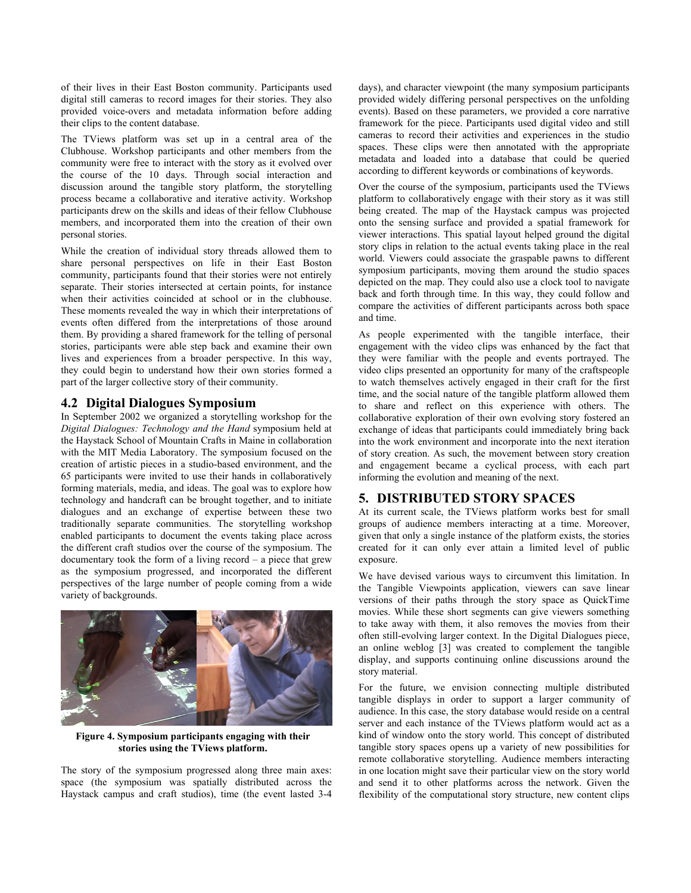of their lives in their East Boston community. Participants used digital still cameras to record images for their stories. They also provided voice-overs and metadata information before adding their clips to the content database.

The TViews platform was set up in a central area of the Clubhouse. Workshop participants and other members from the community were free to interact with the story as it evolved over the course of the 10 days. Through social interaction and discussion around the tangible story platform, the storytelling process became a collaborative and iterative activity. Workshop participants drew on the skills and ideas of their fellow Clubhouse members, and incorporated them into the creation of their own personal stories.

While the creation of individual story threads allowed them to share personal perspectives on life in their East Boston community, participants found that their stories were not entirely separate. Their stories intersected at certain points, for instance when their activities coincided at school or in the clubhouse. These moments revealed the way in which their interpretations of events often differed from the interpretations of those around them. By providing a shared framework for the telling of personal stories, participants were able step back and examine their own lives and experiences from a broader perspective. In this way, they could begin to understand how their own stories formed a part of the larger collective story of their community.

## 4.2 Digital Dialogues Symposium

In September 2002 we organized a storytelling workshop for the *Digital Dialogues: Technology and the Hand* symposium held at the Haystack School of Mountain Crafts in Maine in collaboration with the MIT Media Laboratory. The symposium focused on the creation of artistic pieces in a studio-based environment, and the 65 participants were invited to use their hands in collaboratively forming materials, media, and ideas. The goal was to explore how technology and handcraft can be brought together, and to initiate dialogues and an exchange of expertise between these two traditionally separate communities. The storytelling workshop enabled participants to document the events taking place across the different craft studios over the course of the symposium. The documentary took the form of a living record – a piece that grew as the symposium progressed, and incorporated the different perspectives of the large number of people coming from a wide variety of backgrounds.

**Figure 4. Symposium participants engaging with their stories using the TViews platform.**

The story of the symposium progressed along three main axes: space (the symposium was spatially distributed across the Haystack campus and craft studios), time (the event lasted 3-4 days), and character viewpoint (the many symposium participants provided widely differing personal perspectives on the unfolding events). Based on these parameters, we provided a core narrative framework for the piece. Participants used digital video and still cameras to record their activities and experiences in the studio spaces. These clips were then annotated with the appropriate metadata and loaded into a database that could be queried according to different keywords or combinations of keywords.

Over the course of the symposium, participants used the TViews platform to collaboratively engage with their story as it was still being created. The map of the Haystack campus was projected onto the sensing surface and provided a spatial framework for viewer interactions. This spatial layout helped ground the digital story clips in relation to the actual events taking place in the real world. Viewers could associate the graspable pawns to different symposium participants, moving them around the studio spaces depicted on the map. They could also use a clock tool to navigate back and forth through time. In this way, they could follow and compare the activities of different participants across both space and time.

As people experimented with the tangible interface, their engagement with the video clips was enhanced by the fact that they were familiar with the people and events portrayed. The video clips presented an opportunity for many of the craftspeople to watch themselves actively engaged in their craft for the first time, and the social nature of the tangible platform allowed them to share and reflect on this experience with others. The collaborative exploration of their own evolving story fostered an exchange of ideas that participants could immediately bring back into the work environment and incorporate into the next iteration of story creation. As such, the movement between story creation and engagement became a cyclical process, with each part informing the evolution and meaning of the next.

# 5. DISTRIBUTED STORY SPACES

At its current scale, the TViews platform works best for small groups of audience members interacting at a time. Moreover, given that only a single instance of the platform exists, the stories created for it can only ever attain a limited level of public exposure.

We have devised various ways to circumvent this limitation. In the Tangible Viewpoints application, viewers can save linear versions of their paths through the story space as QuickTime movies. While these short segments can give viewers something to take away with them, it also removes the movies from their often still-evolving larger context. In the Digital Dialogues piece, an online weblog [3] was created to complement the tangible display, and supports continuing online discussions around the story material.

For the future, we envision connecting multiple distributed tangible displays in order to support a larger community of audience. In this case, the story database would reside on a central server and each instance of the TViews platform would act as a kind of window onto the story world. This concept of distributed tangible story spaces opens up a variety of new possibilities for remote collaborative storytelling. Audience members interacting in one location might save their particular view on the story world and send it to other platforms across the network. Given the flexibility of the computational story structure, new content clips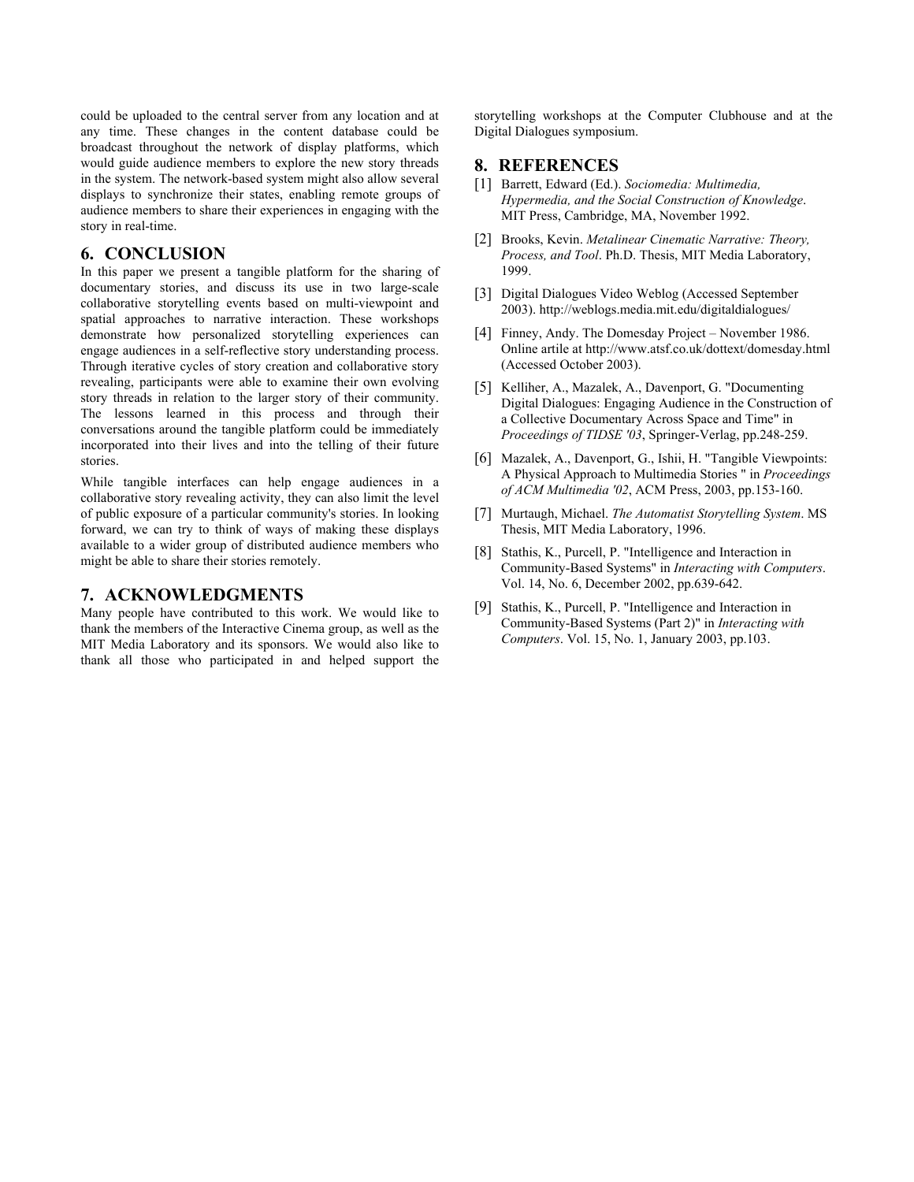could be uploaded to the central server from any location and at any time. These changes in the content database could be broadcast throughout the network of display platforms, which would guide audience members to explore the new story threads in the system. The network-based system might also allow several displays to synchronize their states, enabling remote groups of audience members to share their experiences in engaging with the story in real-time.

## 6. CONCLUSION

In this paper we present a tangible platform for the sharing of documentary stories, and discuss its use in two large-scale collaborative storytelling events based on multi-viewpoint and spatial approaches to narrative interaction. These workshops demonstrate how personalized storytelling experiences can engage audiences in a self-reflective story understanding process. Through iterative cycles of story creation and collaborative story revealing, participants were able to examine their own evolving story threads in relation to the larger story of their community. The lessons learned in this process and through their conversations around the tangible platform could be immediately incorporated into their lives and into the telling of their future stories.

While tangible interfaces can help engage audiences in a collaborative story revealing activity, they can also limit the level of public exposure of a particular community's stories. In looking forward, we can try to think of ways of making these displays available to a wider group of distributed audience members who might be able to share their stories remotely.

## 7. ACKNOWLEDGMENTS

Many people have contributed to this work. We would like to thank the members of the Interactive Cinema group, as well as the MIT Media Laboratory and its sponsors. We would also like to thank all those who participated in and helped support the storytelling workshops at the Computer Clubhouse and at the Digital Dialogues symposium.

## 8. REFERENCES

[1] Barrett, Edward (Ed.). *Sociomedia: Multimedia, Hypermedia, and the Social Construction of Knowledge*. MIT Press, Cambridge, MA, November 1992.

[2] Brooks, Kevin. *Metalinear Cinematic Narrative: Theory, Process, and Tool*. Ph.D. Thesis, MIT Media Laboratory, 1999.

[3] Digital Dialogues Video Weblog (Accessed September 2003). http://weblogs.media.mit.edu/digitaldialogues/

[4] Finney, Andy. The Domesday Project – November 1986. Online artile at http://www.atsf.co.uk/dottext/domesday.html (Accessed October 2003).

[5] Kelliher, A., Mazalek, A., Davenport, G. "Documenting Digital Dialogues: Engaging Audience in the Construction of a Collective Documentary Across Space and Time" in *Proceedings of TIDSE '03*, Springer-Verlag, pp.248-259.

[6] Mazalek, A., Davenport, G., Ishii, H. "Tangible Viewpoints: A Physical Approach to Multimedia Stories " in *Proceedings of ACM Multimedia '02*, ACM Press, 2003, pp.153-160.

[7] Murtaugh, Michael. *The Automatist Storytelling System*. MS Thesis, MIT Media Laboratory, 1996.

[8] Stathis, K., Purcell, P. "Intelligence and Interaction in Community-Based Systems" in *Interacting with Computers*. Vol. 14, No. 6, December 2002, pp.639-642.

[9] Stathis, K., Purcell, P. "Intelligence and Interaction in Community-Based Systems (Part 2)" in *Interacting with Computers*. Vol. 15, No. 1, January 2003, pp.103.